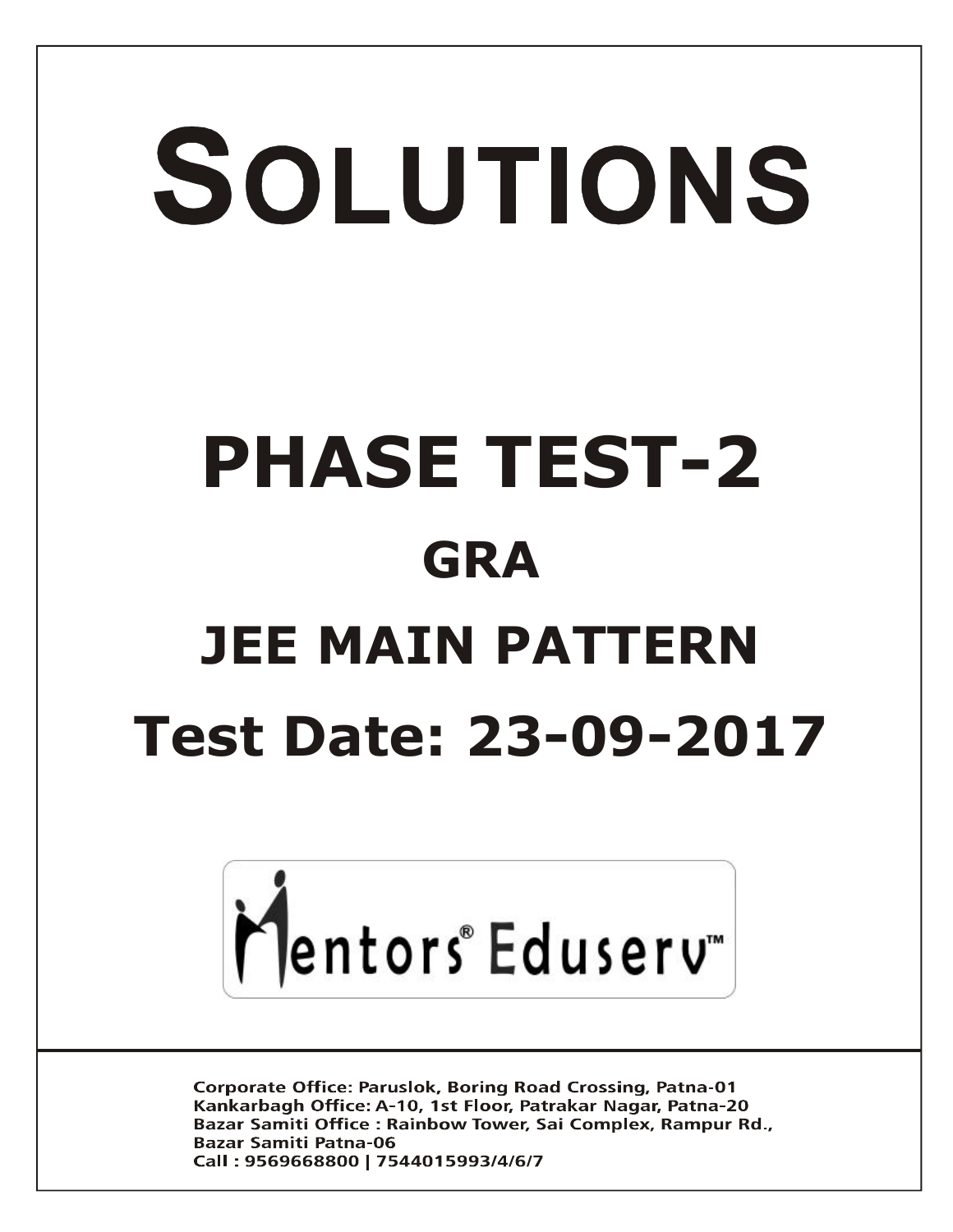# SOLUTIONS

# PHASE TEST-2

## GRA

## JEE MAIN PATTERN

## Test Date: 23-09-2017

Mentors® Eduserv™

Corporate Office: Paruslok, Boring Road Crossing, Patna-01
Kankarbagh Office: A-10, 1st Floor, Patrakar Nagar, Patna-20
Bazar Samiti Office : Rainbow Tower, Sai Complex, Rampur Rd., Bazar Samiti Patna-06
Call : 9569668800 | 7544015993/4/6/7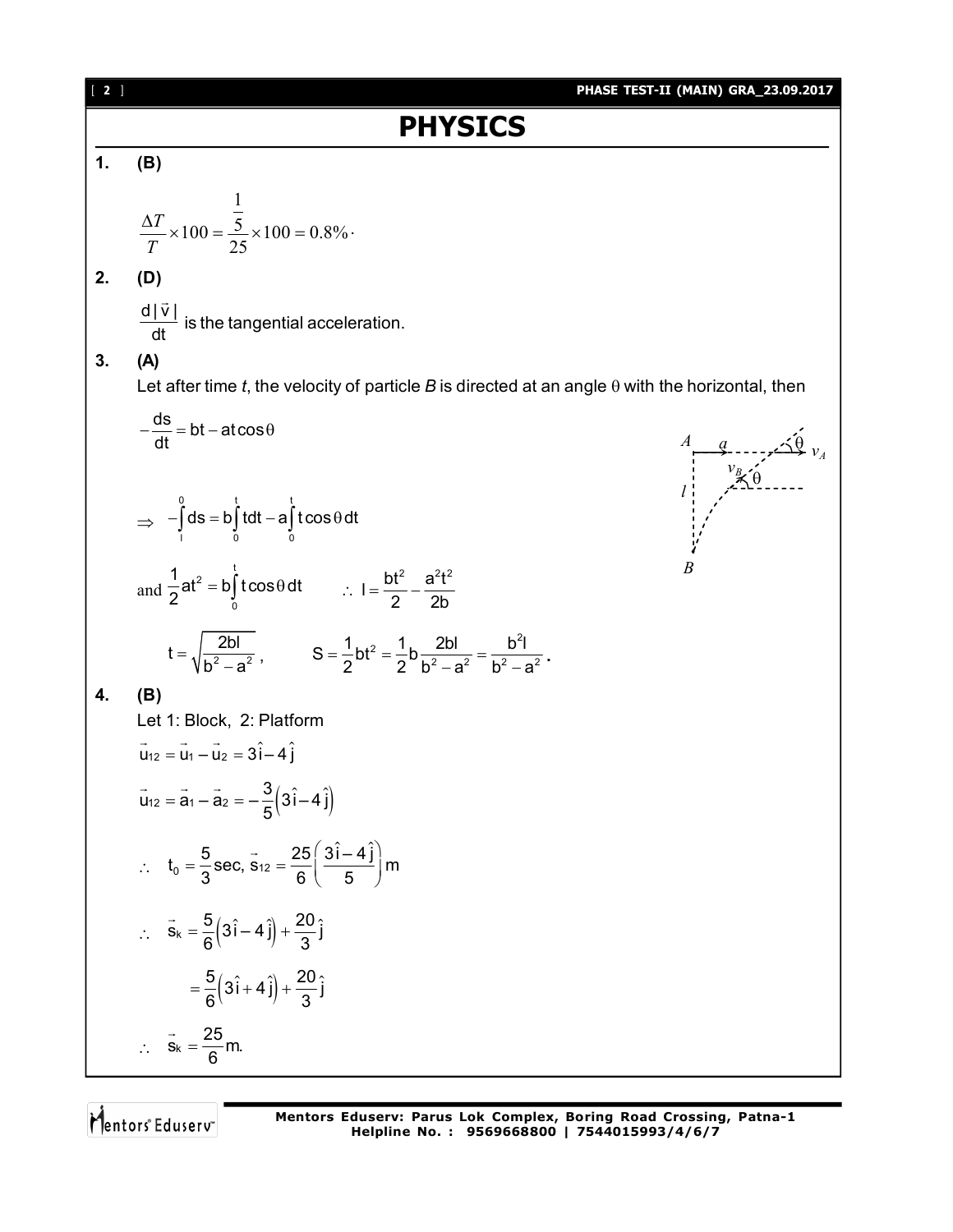# PHYSICS

**1. (B)**

$$\frac{\Delta T}{T}\times 100 = \frac{\frac{1}{5}}{25}\times 100 = 0.8\%\cdot$$

**2. (D)**

$\frac{d|\vec{v}|}{dt}$ is the tangential acceleration.

**3. (A)**

Let after time *t*, the velocity of particle *B* is directed at an angle $\theta$ with the horizontal, then

$$-\frac{ds}{dt} = bt - at\cos\theta$$

$$\Rightarrow \quad -\int_l^0 ds = b\int_0^t t\,dt - a\int_0^t t\cos\theta\, dt$$

and $\frac{1}{2}at^2 = b\int_0^t t\cos\theta\, dt \qquad \therefore\ l = \frac{bt^2}{2} - \frac{a^2t^2}{2b}$

$$t = \sqrt{\frac{2bl}{b^2 - a^2}}, \qquad S = \frac{1}{2}bt^2 = \frac{1}{2}b\frac{2bl}{b^2-a^2} = \frac{b^2 l}{b^2 - a^2}.$$

**4. (B)**

Let 1: Block, 2: Platform

$$\vec{u}_{12} = \vec{u}_1 - \vec{u}_2 = 3\hat{i} - 4\hat{j}$$

$$\vec{u}_{12} = \vec{a}_1 - \vec{a}_2 = -\frac{3}{5}\left(3\hat{i} - 4\hat{j}\right)$$

$$\therefore \quad t_0 = \frac{5}{3}\text{sec},\ \vec{s}_{12} = \frac{25}{6}\left(\frac{3\hat{i}-4\hat{j}}{5}\right)\text{m}$$

$$\therefore \quad \vec{s}_k = \frac{5}{6}\left(3\hat{i} - 4\hat{j}\right) + \frac{20}{3}\hat{j}$$

$$= \frac{5}{6}\left(3\hat{i} + 4\hat{j}\right) + \frac{20}{3}\hat{j}$$

$$\therefore \quad \vec{s}_k = \frac{25}{6}\text{m}.$$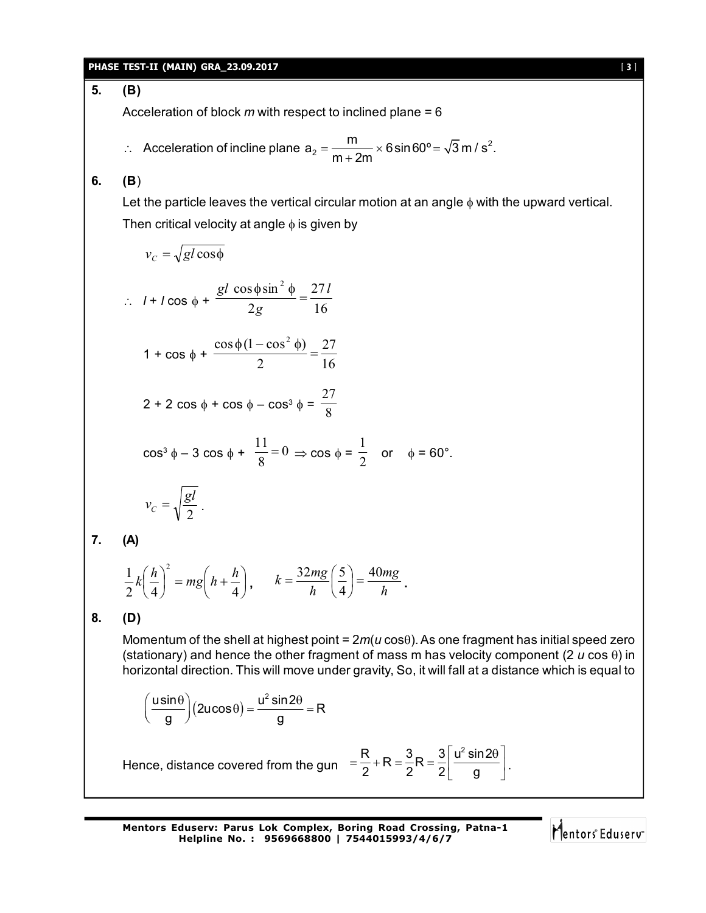**5. (B)**

Acceleration of block *m* with respect to inclined plane = 6

$\therefore$ Acceleration of incline plane $a_2 = \dfrac{m}{m + 2m} \times 6\sin 60^\circ = \sqrt{3}\ \text{m/s}^2$.

**6. (B)**

Let the particle leaves the vertical circular motion at an angle $\phi$ with the upward vertical.

Then critical velocity at angle $\phi$ is given by

$$v_C = \sqrt{gl\cos\phi}$$

$$\therefore\ l + l\cos\phi + \frac{gl\ \cos\phi\sin^2\phi}{2g} = \frac{27\,l}{16}$$

$$1 + \cos\phi + \frac{\cos\phi(1 - \cos^2\phi)}{2} = \frac{27}{16}$$

$$2 + 2\cos\phi + \cos\phi - \cos^3\phi = \frac{27}{8}$$

$$\cos^3\phi - 3\cos\phi + \frac{11}{8} = 0 \Rightarrow \cos\phi = \frac{1}{2} \quad \text{or} \quad \phi = 60^\circ.$$

$$v_C = \sqrt{\frac{gl}{2}}.$$

**7. (A)**

$$\frac{1}{2}k\left(\frac{h}{4}\right)^2 = mg\left(h + \frac{h}{4}\right), \qquad k = \frac{32mg}{h}\left(\frac{5}{4}\right) = \frac{40mg}{h}.$$

**8. (D)**

Momentum of the shell at highest point = $2m(u\cos\theta)$. As one fragment has initial speed zero (stationary) and hence the other fragment of mass m has velocity component ($2\,u\cos\theta$) in horizontal direction. This will move under gravity, So, it will fall at a distance which is equal to

$$\left(\frac{u\sin\theta}{g}\right)(2u\cos\theta) = \frac{u^2\sin 2\theta}{g} = R$$

Hence, distance covered from the gun $= \dfrac{R}{2} + R = \dfrac{3}{2}R = \dfrac{3}{2}\left[\dfrac{u^2\sin 2\theta}{g}\right]$.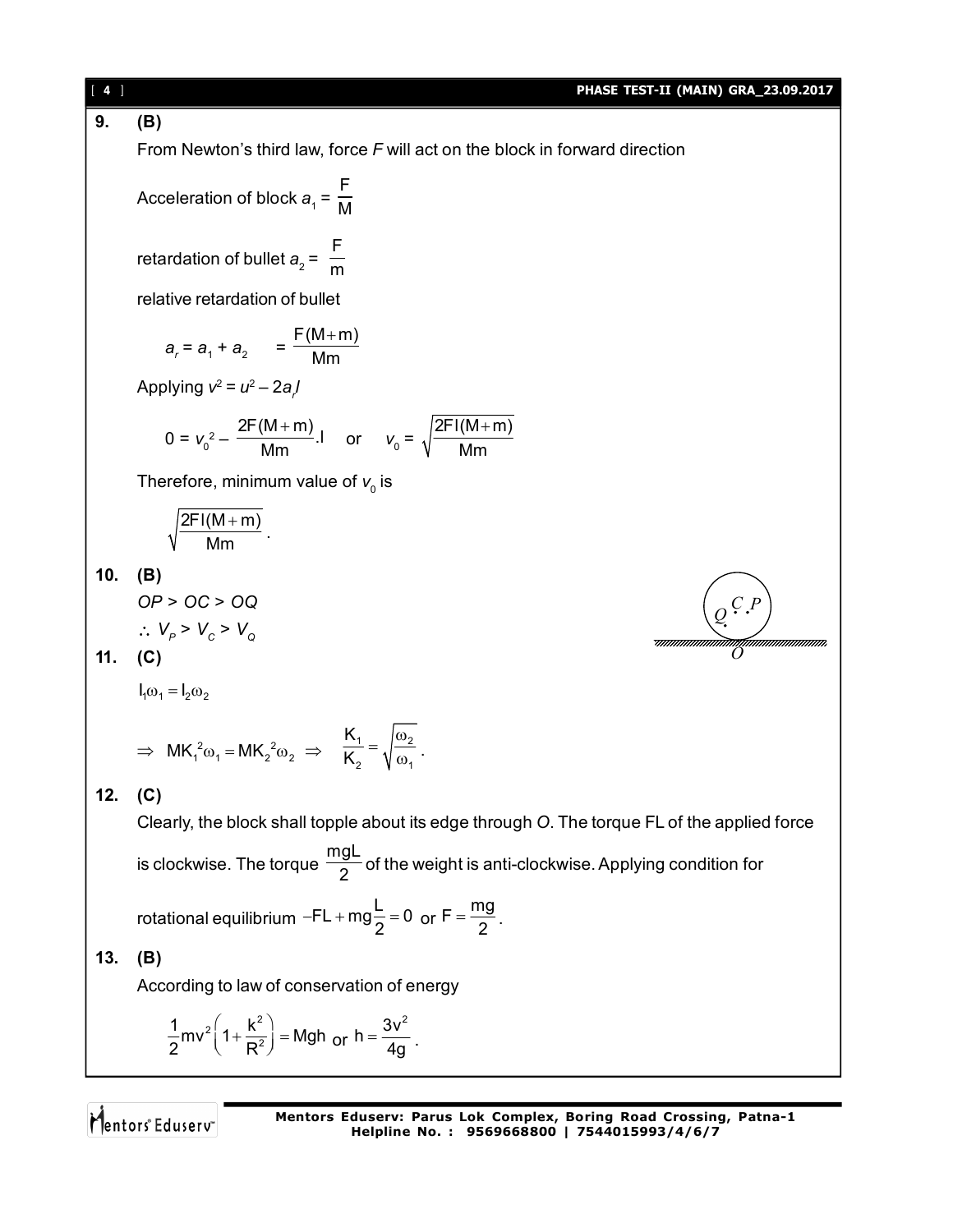**9.** **(B)**

From Newton's third law, force $F$ will act on the block in forward direction

Acceleration of block $a_1 = \frac{F}{M}$

retardation of bullet $a_2 = \frac{F}{m}$

relative retardation of bullet

$$a_r = a_1 + a_2 \quad = \frac{F(M+m)}{Mm}$$

Applying $v^2 = u^2 - 2a_r l$

$$0 = v_0^2 - \frac{2F(M+m)}{Mm}.l \quad \text{or} \quad v_0 = \sqrt{\frac{2Fl(M+m)}{Mm}}$$

Therefore, minimum value of $v_0$ is

$$\sqrt{\frac{2Fl(M+m)}{Mm}}.$$

**10.** **(B)**

$OP > OC > OQ$

$\therefore V_P > V_C > V_Q$

**11.** **(C)**

$$I_1\omega_1 = I_2\omega_2$$

$$\Rightarrow MK_1^2\omega_1 = MK_2^2\omega_2 \Rightarrow \frac{K_1}{K_2} = \sqrt{\frac{\omega_2}{\omega_1}}.$$

**12.** **(C)**

Clearly, the block shall topple about its edge through $O$. The torque FL of the applied force is clockwise. The torque $\frac{mgL}{2}$ of the weight is anti-clockwise. Applying condition for rotational equilibrium $-FL + mg\frac{L}{2} = 0$ or $F = \frac{mg}{2}$.

**13.** **(B)**

According to law of conservation of energy

$$\frac{1}{2}mv^2\left(1+\frac{k^2}{R^2}\right) = Mgh \text{ or } h = \frac{3v^2}{4g}.$$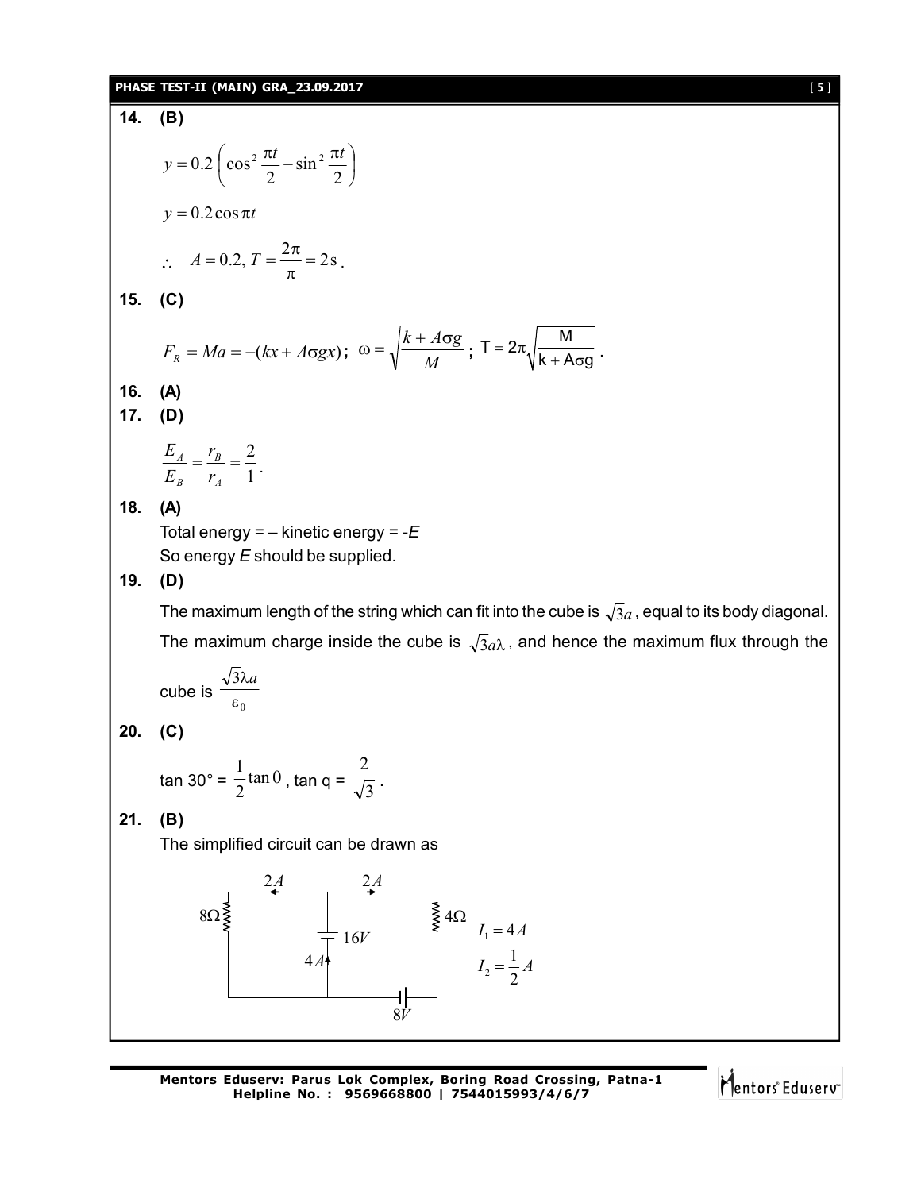**14. (B)**

$$y = 0.2\left(\cos^2\frac{\pi t}{2} - \sin^2\frac{\pi t}{2}\right)$$

$$y = 0.2\cos\pi t$$

$$\therefore \quad A = 0.2,\, T = \frac{2\pi}{\pi} = 2\,\text{s}.$$

**15. (C)**

$$F_R = Ma = -(kx + A\sigma gx);\ \omega = \sqrt{\frac{k + A\sigma g}{M}};\ T = 2\pi\sqrt{\frac{M}{k + A\sigma g}}.$$

**16. (A)**

**17. (D)**

$$\frac{E_A}{E_B} = \frac{r_B}{r_A} = \frac{2}{1}.$$

**18. (A)**

Total energy = – kinetic energy = -$E$

So energy $E$ should be supplied.

**19. (D)**

The maximum length of the string which can fit into the cube is $\sqrt{3}a$, equal to its body diagonal. The maximum charge inside the cube is $\sqrt{3}a\lambda$, and hence the maximum flux through the cube is $\frac{\sqrt{3}\lambda a}{\varepsilon_0}$

**20. (C)**

tan 30° = $\frac{1}{2}\tan\theta$, tan q = $\frac{2}{\sqrt{3}}$.

**21. (B)**

The simplified circuit can be drawn as

(Circuit: $8\Omega$ on left branch, 16V battery in middle branch with current $4A$, $4\Omega$ on right branch, $8V$ battery at bottom; currents $2A$ and $2A$ in top wires.)

$I_1 = 4A$

$I_2 = \frac{1}{2}A$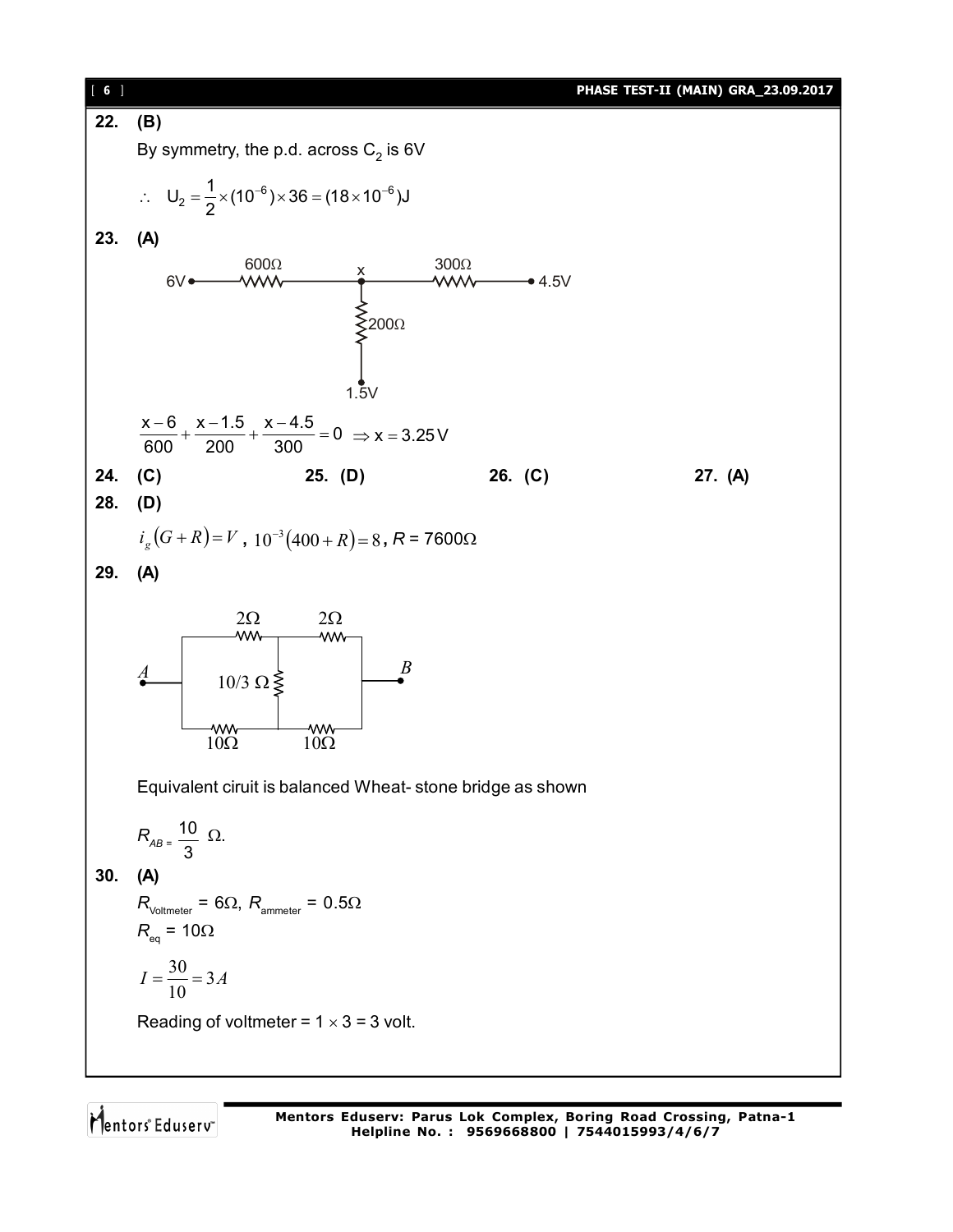**22. (B)**

By symmetry, the p.d. across $C_2$ is 6V

$$\therefore \quad U_2 = \frac{1}{2}\times(10^{-6})\times 36 = (18\times10^{-6})\text{J}$$

**23. (A)**

$$\frac{x-6}{600}+\frac{x-1.5}{200}+\frac{x-4.5}{300}=0 \Rightarrow x = 3.25\,\text{V}$$

**24. (C)** **25. (D)** **26. (C)** **27. (A)**

**28. (D)**

$i_g(G+R)=V$ , $10^{-3}(400+R)=8$ , $R$ = 7600Ω

**29. (A)**

Equivalent ciruit is balanced Wheat- stone bridge as shown

$R_{AB} = \dfrac{10}{3}$ Ω.

**30. (A)**

$R_{\text{Voltmeter}}$ = 6Ω, $R_{\text{ammeter}}$ = 0.5Ω

$R_{eq}$ = 10Ω

$$I = \frac{30}{10} = 3A$$

Reading of voltmeter = $1 \times 3$ = 3 volt.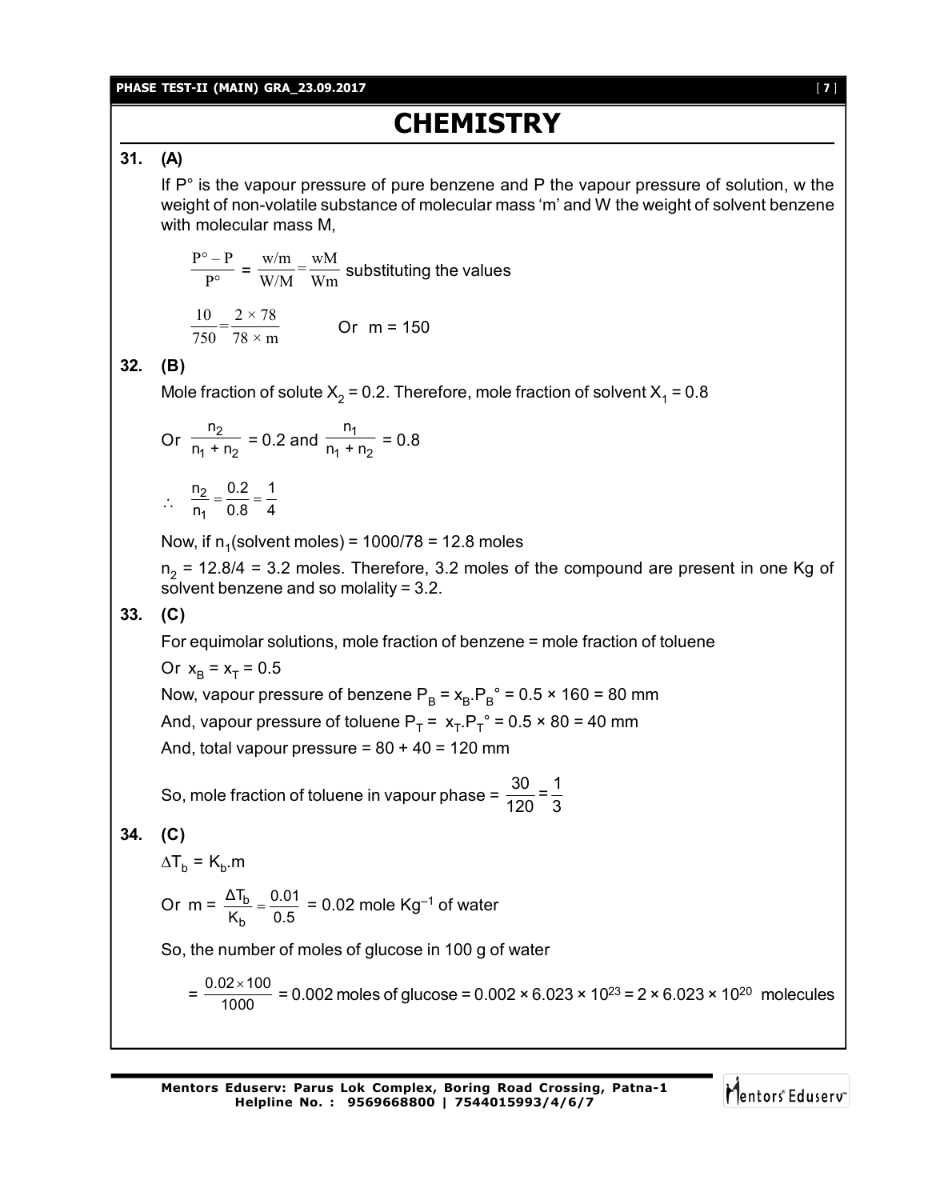# CHEMISTRY

**31. (A)**

If P° is the vapour pressure of pure benzene and P the vapour pressure of solution, w the weight of non-volatile substance of molecular mass 'm' and W the weight of solvent benzene with molecular mass M,

$\frac{P° - P}{P°} = \frac{w/m}{W/M} = \frac{wM}{Wm}$ substituting the values

$\frac{10}{750} = \frac{2 \times 78}{78 \times m}$ Or $m = 150$

**32. (B)**

Mole fraction of solute $X_2 = 0.2$. Therefore, mole fraction of solvent $X_1 = 0.8$

Or $\frac{n_2}{n_1 + n_2} = 0.2$ and $\frac{n_1}{n_1 + n_2} = 0.8$

$\therefore \frac{n_2}{n_1} = \frac{0.2}{0.8} = \frac{1}{4}$

Now, if $n_1$(solvent moles) = 1000/78 = 12.8 moles

$n_2 = 12.8/4 = 3.2$ moles. Therefore, 3.2 moles of the compound are present in one Kg of solvent benzene and so molality = 3.2.

**33. (C)**

For equimolar solutions, mole fraction of benzene = mole fraction of toluene

Or $x_B = x_T = 0.5$

Now, vapour pressure of benzene $P_B = x_B.P_B° = 0.5 \times 160 = 80$ mm

And, vapour pressure of toluene $P_T = x_T.P_T° = 0.5 \times 80 = 40$ mm

And, total vapour pressure = 80 + 40 = 120 mm

So, mole fraction of toluene in vapour phase = $\frac{30}{120} = \frac{1}{3}$

**34. (C)**

$\Delta T_b = K_b.m$

Or $m = \frac{\Delta T_b}{K_b} = \frac{0.01}{0.5} = 0.02$ mole $Kg^{-1}$ of water

So, the number of moles of glucose in 100 g of water

$= \frac{0.02 \times 100}{1000} = 0.002$ moles of glucose $= 0.002 \times 6.023 \times 10^{23} = 2 \times 6.023 \times 10^{20}$ molecules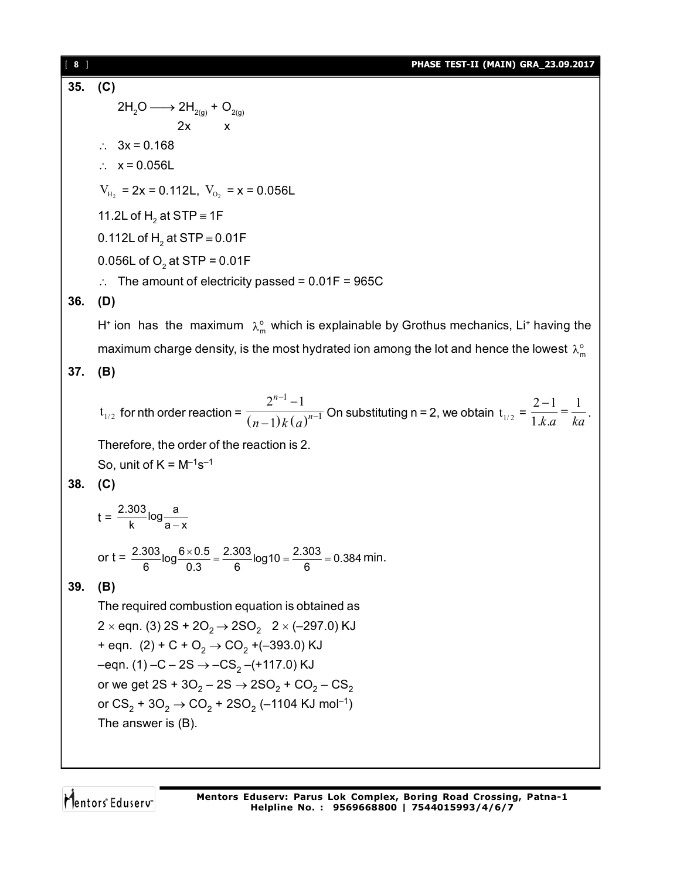**35. (C)**

$$2H_2O \longrightarrow 2H_{2(g)} + O_{2(g)}$$

$$\quad\quad\quad\quad\quad 2x \quad\quad x$$

$\therefore$ $3x = 0.168$

$\therefore$ $x = 0.056L$

$V_{H_2} = 2x = 0.112L$, $V_{O_2} = x = 0.056L$

11.2L of $H_2$ at STP $\equiv$ 1F

0.112L of $H_2$ at STP $\equiv$ 0.01F

0.056L of $O_2$ at STP = 0.01F

$\therefore$ The amount of electricity passed = 0.01F = 965C

**36. (D)**

$H^+$ ion has the maximum $\lambda_m^\circ$ which is explainable by Grothus mechanics, $Li^+$ having the maximum charge density, is the most hydrated ion among the lot and hence the lowest $\lambda_m^\circ$

**37. (B)**

$t_{1/2}$ for nth order reaction = $\dfrac{2^{n-1}-1}{(n-1)k(a)^{n-1}}$ On substituting n = 2, we obtain $t_{1/2} = \dfrac{2-1}{1.k.a} = \dfrac{1}{ka}$.

Therefore, the order of the reaction is 2.

So, unit of K = $M^{-1}s^{-1}$

**38. (C)**

$$t = \frac{2.303}{k}\log\frac{a}{a-x}$$

or $t = \dfrac{2.303}{6}\log\dfrac{6\times 0.5}{0.3} = \dfrac{2.303}{6}\log 10 = \dfrac{2.303}{6} = 0.384$ min.

**39. (B)**

The required combustion equation is obtained as

$2 \times$ eqn. (3) $2S + 2O_2 \rightarrow 2SO_2$ $\quad 2 \times (-297.0)$ KJ

+ eqn. (2) + $C + O_2 \rightarrow CO_2$ +(–393.0) KJ

–eqn. (1) $-C - 2S \rightarrow -CS_2$ –(+117.0) KJ

or we get $2S + 3O_2 - 2S \rightarrow 2SO_2 + CO_2 - CS_2$

or $CS_2 + 3O_2 \rightarrow CO_2 + 2SO_2$ (–1104 KJ $mol^{-1}$)

The answer is (B).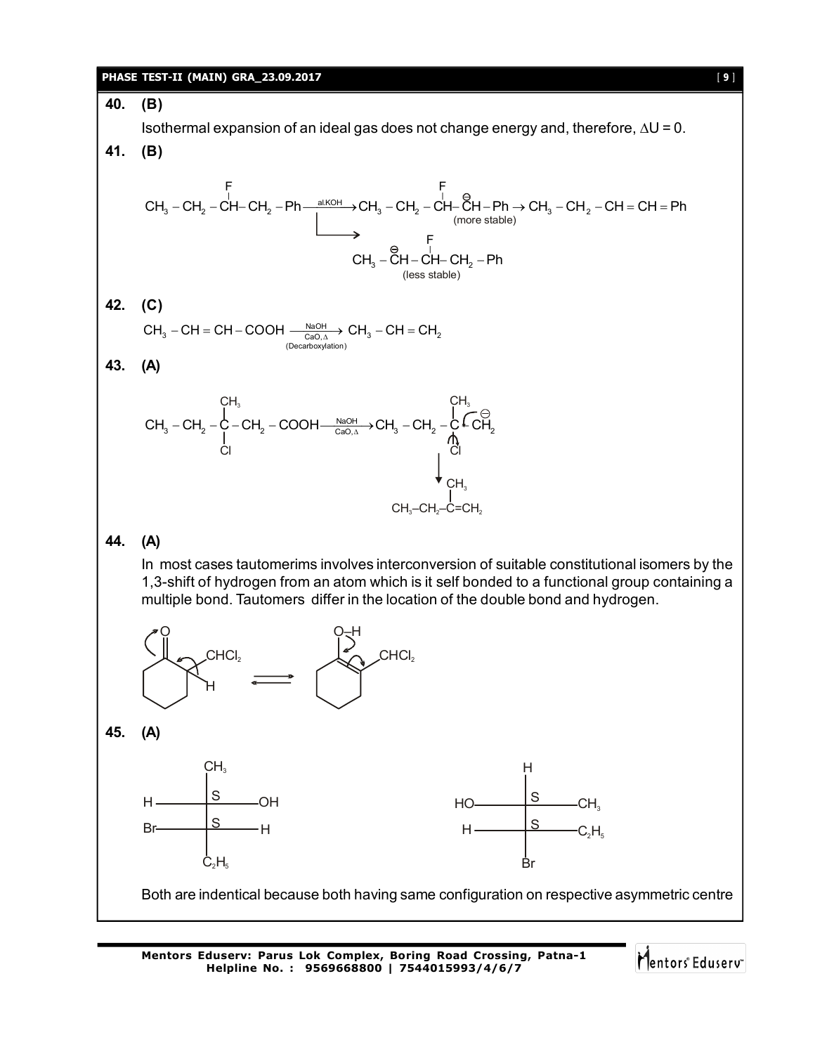**40. (B)**

Isothermal expansion of an ideal gas does not change energy and, therefore, $\Delta U = 0$.

**41. (B)**

$$CH_3-CH_2-\underset{|}{\overset{F}{CH}}-CH_2-Ph \xrightarrow{\text{al.KOH}} CH_3-CH_2-\overset{F}{\underset{}{CH}}-\overset{\ominus}{C}H-Ph \rightarrow CH_3-CH_2-CH=CH=Ph$$

(more stable)

$$CH_3-\overset{\ominus}{C}H-\overset{F}{CH}-CH_2-Ph$$

(less stable)

**42. (C)**

$$CH_3-CH=CH-COOH \xrightarrow[\text{CaO},\Delta]{\text{NaOH}} CH_3-CH=CH_2$$

(Decarboxylation)

**43. (A)**

$$CH_3-CH_2-\underset{Cl}{\overset{CH_3}{C}}-CH_2-COOH \xrightarrow[\text{CaO},\Delta]{\text{NaOH}} CH_3-CH_2-\underset{Cl}{\overset{CH_3}{C}}-\overset{\ominus}{C}H_2$$

$$\downarrow$$

$$CH_3-CH_2-\overset{CH_3}{C}=CH_2$$

**44. (A)**

In most cases tautomerims involves interconversion of suitable constitutional isomers by the 1,3-shift of hydrogen from an atom which is it self bonded to a functional group containing a multiple bond. Tautomers differ in the location of the double bond and hydrogen.

2-(dichloromethyl)cyclohexanone (C=O, α-H, $CHCl_2$) $\rightleftharpoons$ enol form (O–H, C=C bearing $CHCl_2$)

**45. (A)**

First Fischer projection: top $CH_3$; upper carbon (S): H (left), OH (right); lower carbon (S): Br (left), H (right); bottom $C_2H_5$.

Second Fischer projection: top H; upper carbon (S): HO (left), $CH_3$ (right); lower carbon (S): H (left), $C_2H_5$ (right); bottom Br.

Both are indentical because both having same configuration on respective asymmetric centre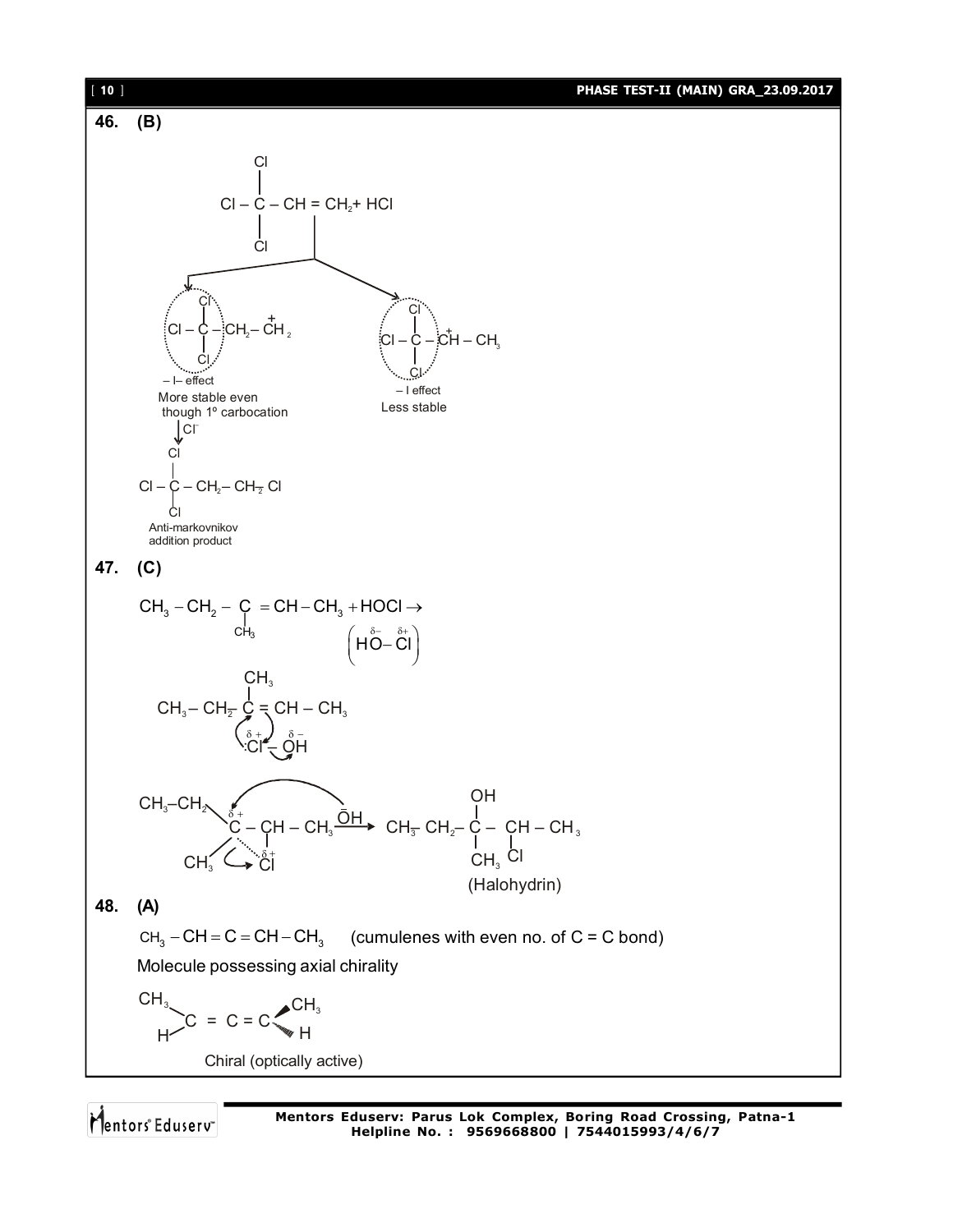**46. (B)**

$$Cl_3C-CH=CH_2 + HCl$$

$$Cl_3C-CH_2-\overset{+}{C}H_2$$

– I– effect

More stable even though 1° carbocation

$$Cl_3C-\overset{+}{C}H-CH_3$$

– I effect

Less stable

$\downarrow Cl^-$

$$Cl_3C-CH_2-CH_2-Cl$$

Anti-markovnikov addition product

**47. (C)**

$$CH_3-CH_2-\underset{CH_3}{C}=CH-CH_3 + HOCl \rightarrow \left(\overset{\delta-}{HO}-\overset{\delta+}{Cl}\right)$$

$$CH_3-CH_2-\underset{}{\overset{CH_3}{C}}=CH-CH_3 \quad \overset{\delta+}{:Cl}-\overset{\delta-}{OH}$$

$$CH_3-CH_2-\overset{\delta+}{C}(CH_3)-CH(\overset{\delta+}{Cl})-CH_3 \xrightarrow{\bar{O}H} CH_3-CH_2-\underset{CH_3}{\overset{OH}{C}}-\underset{Cl}{CH}-CH_3$$

(Halohydrin)

**48. (A)**

$CH_3-CH=C=CH-CH_3$ (cumulenes with even no. of C = C bond)

Molecule possessing axial chirality

$$\overset{CH_3}{\underset{H}{>}}C=C=C\overset{CH_3}{\underset{H}{<}}$$

Chiral (optically active)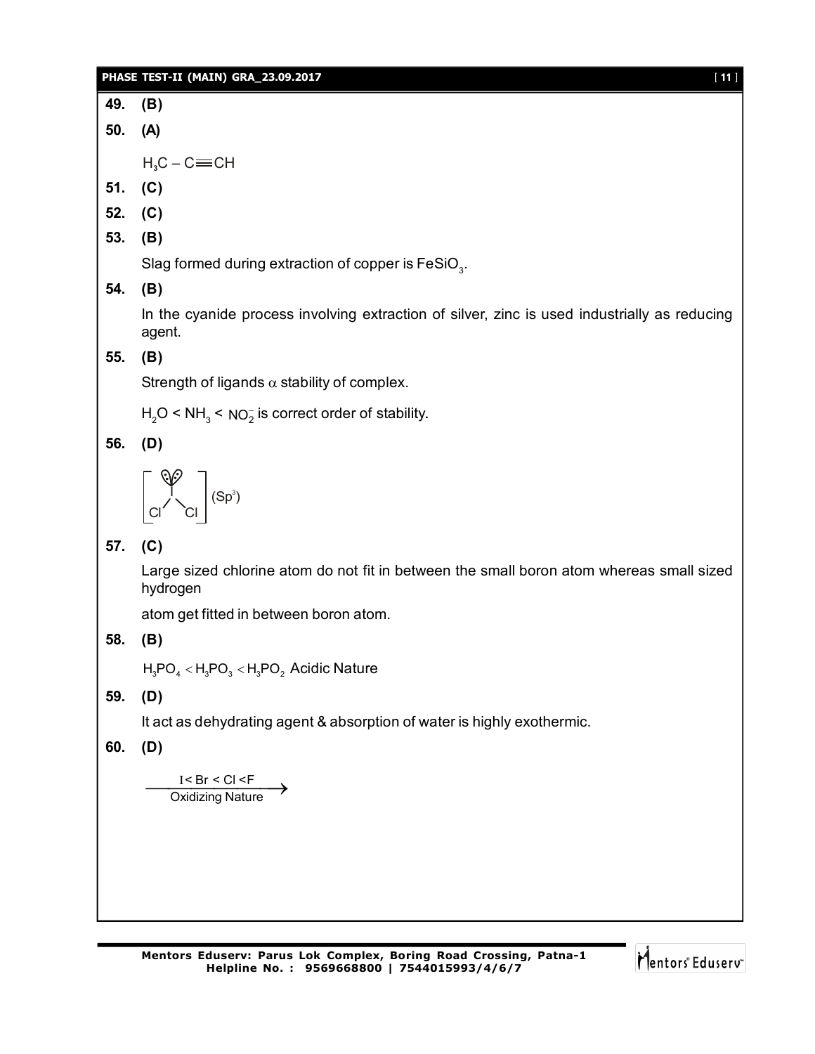**49. (B)**

**50. (A)**

$H_3C - C \equiv CH$

**51. (C)**

**52. (C)**

**53. (B)**

Slag formed during extraction of copper is $FeSiO_3$.

**54. (B)**

In the cyanide process involving extraction of silver, zinc is used industrially as reducing agent.

**55. (B)**

Strength of ligands $\alpha$ stability of complex.

$H_2O < NH_3 < NO_2^-$ is correct order of stability.

**56. (D)**

$\left[ ICl_2 \right]$ $(Sp^3)$

**57. (C)**

Large sized chlorine atom do not fit in between the small boron atom whereas small sized hydrogen

atom get fitted in between boron atom.

**58. (B)**

$H_3PO_4 < H_3PO_3 < H_3PO_2$ Acidic Nature

**59. (D)**

It act as dehydrating agent & absorption of water is highly exothermic.

**60. (D)**

$\xrightarrow[\text{Oxidizing Nature}]{I < Br < Cl < F}$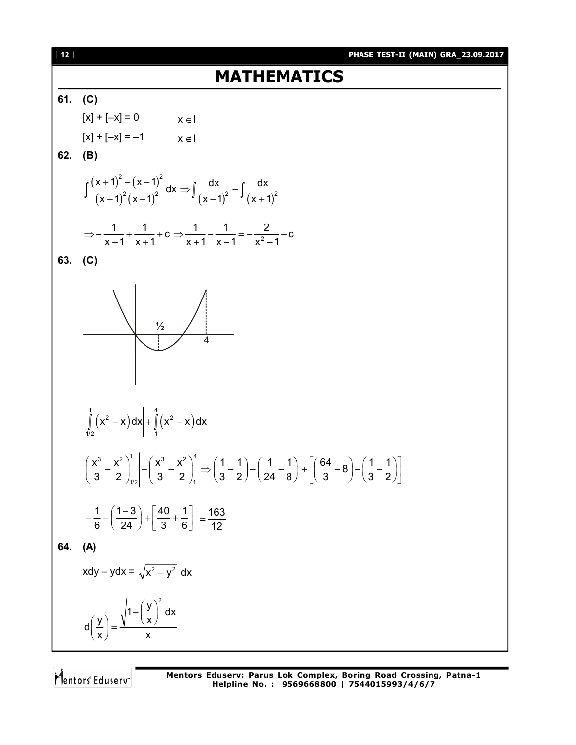# MATHEMATICS

**61. (C)**

$[x] + [-x] = 0 \qquad x \in I$

$[x] + [-x] = -1 \qquad x \notin I$

**62. (B)**

$$\int \frac{(x+1)^2 - (x-1)^2}{(x+1)^2 (x-1)^2} dx \Rightarrow \int \frac{dx}{(x-1)^2} - \int \frac{dx}{(x+1)^2}$$

$$\Rightarrow -\frac{1}{x-1} + \frac{1}{x+1} + c \Rightarrow \frac{1}{x+1} - \frac{1}{x-1} = -\frac{2}{x^2-1} + c$$

**63. (C)**

$$\left| \int_{1/2}^{1} (x^2 - x) dx \right| + \int_{1}^{4} (x^2 - x) dx$$

$$\left| \left( \frac{x^3}{3} - \frac{x^2}{2} \right)_{1/2}^{1} \right| + \left( \frac{x^3}{3} - \frac{x^2}{2} \right)_{1}^{4} \Rightarrow \left| \left( \frac{1}{3} - \frac{1}{2} \right) - \left( \frac{1}{24} - \frac{1}{8} \right) \right| + \left[ \left( \frac{64}{3} - 8 \right) - \left( \frac{1}{3} - \frac{1}{2} \right) \right]$$

$$\left| -\frac{1}{6} - \left( \frac{1-3}{24} \right) \right| + \left[ \frac{40}{3} + \frac{1}{6} \right] = \frac{163}{12}$$

**64. (A)**

$xdy - ydx = \sqrt{x^2 - y^2}\ dx$

$$d\left( \frac{y}{x} \right) = \frac{\sqrt{1 - \left( \frac{y}{x} \right)^2}\ dx}{x}$$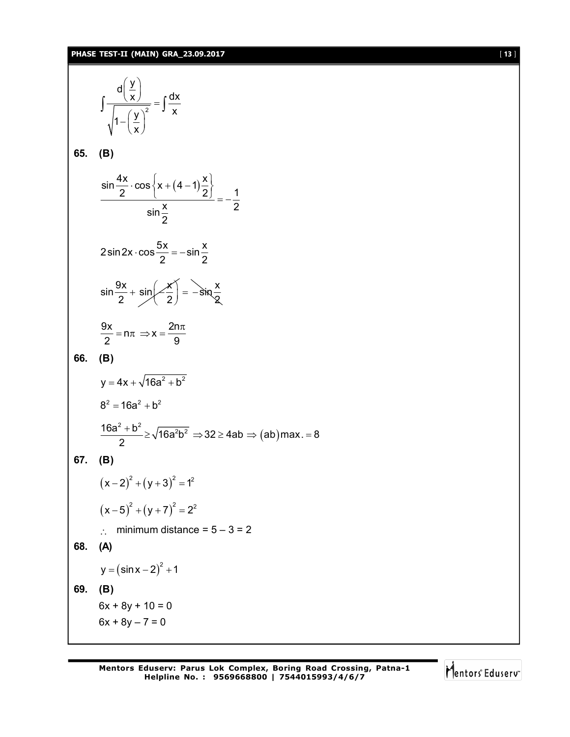$$\int \frac{d\left(\frac{y}{x}\right)}{\sqrt{1-\left(\frac{y}{x}\right)^2}} = \int \frac{dx}{x}$$

**65. (B)**

$$\frac{\sin\frac{4x}{2}\cdot\cos\left\{x+(4-1)\frac{x}{2}\right\}}{\sin\frac{x}{2}} = -\frac{1}{2}$$

$$2\sin 2x \cdot \cos\frac{5x}{2} = -\sin\frac{x}{2}$$

$$\sin\frac{9x}{2} + \sin\left(-\frac{x}{2}\right) = -\sin\frac{x}{2}$$

$$\frac{9x}{2} = n\pi \Rightarrow x = \frac{2n\pi}{9}$$

**66. (B)**

$$y = 4x + \sqrt{16a^2 + b^2}$$

$$8^2 = 16a^2 + b^2$$

$$\frac{16a^2 + b^2}{2} \geq \sqrt{16a^2b^2} \Rightarrow 32 \geq 4ab \Rightarrow (ab)\text{max.} = 8$$

**67. (B)**

$$(x-2)^2 + (y+3)^2 = 1^2$$

$$(x-5)^2 + (y+7)^2 = 2^2$$

$\therefore$ minimum distance = 5 – 3 = 2

**68. (A)**

$$y = (\sin x - 2)^2 + 1$$

**69. (B)**

$6x + 8y + 10 = 0$

$6x + 8y - 7 = 0$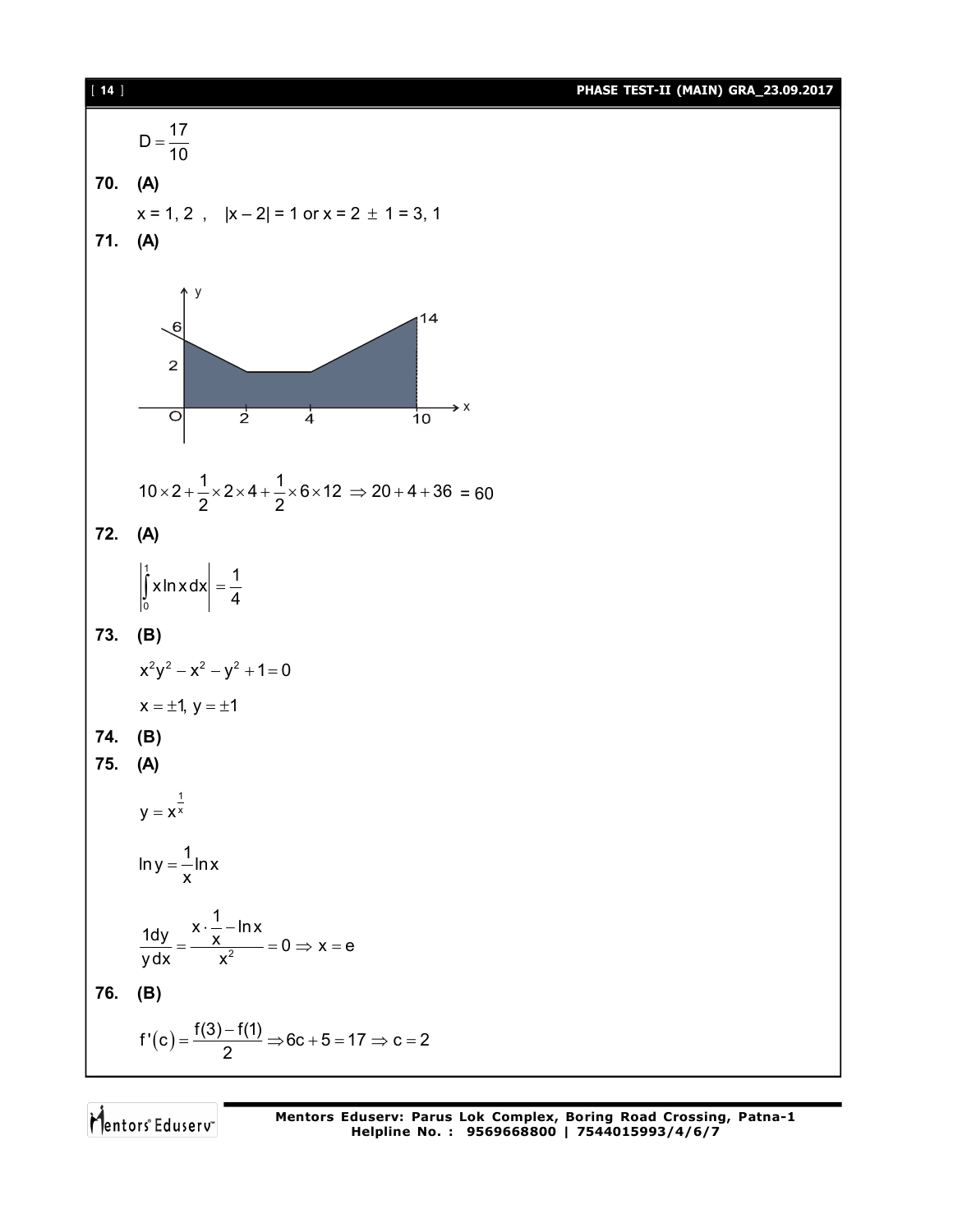$D = \frac{17}{10}$

**70. (A)**

$x = 1, 2$ , $|x - 2| = 1$ or $x = 2 \pm 1 = 3, 1$

**71. (A)**

$10 \times 2 + \frac{1}{2} \times 2 \times 4 + \frac{1}{2} \times 6 \times 12 \Rightarrow 20 + 4 + 36 = 60$

**72. (A)**

$\left| \int_0^1 x \ln x \, dx \right| = \frac{1}{4}$

**73. (B)**

$x^2y^2 - x^2 - y^2 + 1 = 0$

$x = \pm 1, y = \pm 1$

**74. (B)**

**75. (A)**

$y = x^{\frac{1}{x}}$

$\ln y = \frac{1}{x} \ln x$

$\frac{1dy}{ydx} = \frac{x \cdot \frac{1}{x} - \ln x}{x^2} = 0 \Rightarrow x = e$

**76. (B)**

$f'(c) = \frac{f(3) - f(1)}{2} \Rightarrow 6c + 5 = 17 \Rightarrow c = 2$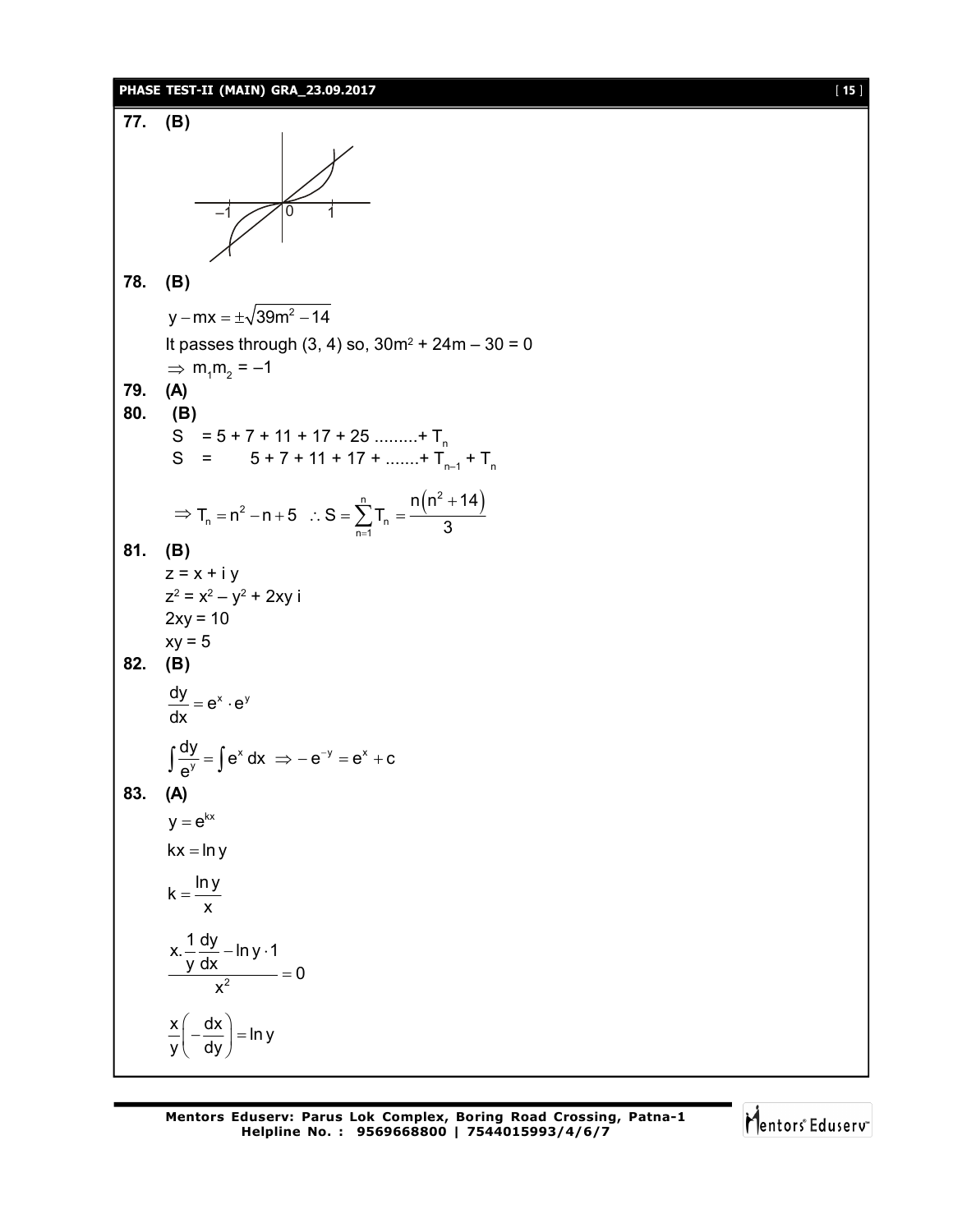**77. (B)**

**78. (B)**

$y - mx = \pm\sqrt{39m^2 - 14}$

It passes through (3, 4) so, $30m^2 + 24m - 30 = 0$

$\Rightarrow m_1m_2 = -1$

**79. (A)**

**80. (B)**

$S = 5 + 7 + 11 + 17 + 25 \text{ .........} + T_n$

$S = \quad 5 + 7 + 11 + 17 + \text{ .......} + T_{n-1} + T_n$

$$\Rightarrow T_n = n^2 - n + 5 \quad \therefore S = \sum_{n=1}^{n} T_n = \frac{n\left(n^2 + 14\right)}{3}$$

**81. (B)**

$z = x + i\,y$

$z^2 = x^2 - y^2 + 2xy\,i$

$2xy = 10$

$xy = 5$

**82. (B)**

$$\frac{dy}{dx} = e^x \cdot e^y$$

$$\int \frac{dy}{e^y} = \int e^x\,dx \;\Rightarrow -e^{-y} = e^x + c$$

**83. (A)**

$y = e^{kx}$

$kx = \ln y$

$$k = \frac{\ln y}{x}$$

$$\frac{x.\frac{1}{y}\frac{dy}{dx} - \ln y \cdot 1}{x^2} = 0$$

$$\frac{x}{y}\left(-\frac{dx}{dy}\right) = \ln y$$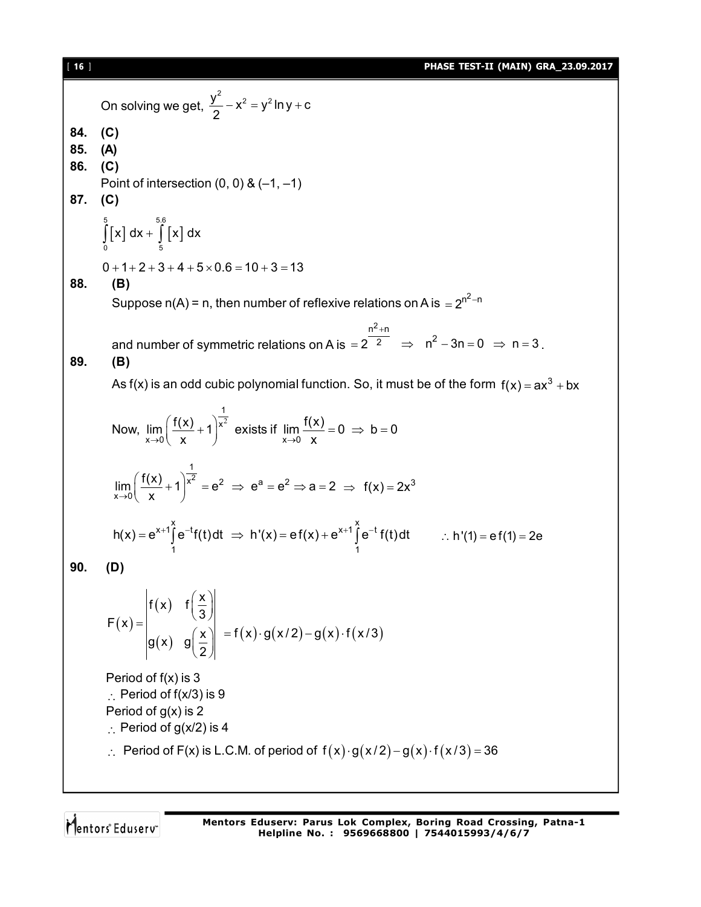On solving we get, $\frac{y^2}{2} - x^2 = y^2 \ln y + c$

**84. (C)**

**85. (A)**

**86. (C)**

Point of intersection (0, 0) & (–1, –1)

**87. (C)**

$$\int_0^5 [x]\,dx + \int_5^{5.6} [x]\,dx$$

$$0 + 1 + 2 + 3 + 4 + 5 \times 0.6 = 10 + 3 = 13$$

**88. (B)**

Suppose n(A) = n, then number of reflexive relations on A is $= 2^{n^2 - n}$

and number of symmetric relations on A is $= 2^{\frac{n^2+n}{2}} \Rightarrow n^2 - 3n = 0 \Rightarrow n = 3$.

**89. (B)**

As f(x) is an odd cubic polynomial function. So, it must be of the form $f(x) = ax^3 + bx$

Now, $\lim_{x \to 0}\left(\frac{f(x)}{x} + 1\right)^{\frac{1}{x^2}}$ exists if $\lim_{x \to 0} \frac{f(x)}{x} = 0 \Rightarrow b = 0$

$$\lim_{x \to 0}\left(\frac{f(x)}{x} + 1\right)^{\frac{1}{x^2}} = e^2 \Rightarrow e^a = e^2 \Rightarrow a = 2 \Rightarrow f(x) = 2x^3$$

$$h(x) = e^{x+1}\int_1^x e^{-t} f(t)\,dt \Rightarrow h'(x) = e\,f(x) + e^{x+1}\int_1^x e^{-t} f(t)\,dt \qquad \therefore h'(1) = e\,f(1) = 2e$$

**90. (D)**

$$F(x) = \begin{vmatrix} f(x) & f\left(\frac{x}{3}\right) \\ g(x) & g\left(\frac{x}{2}\right) \end{vmatrix} = f(x) \cdot g(x/2) - g(x) \cdot f(x/3)$$

Period of f(x) is 3

$\therefore$ Period of f(x/3) is 9

Period of g(x) is 2

$\therefore$ Period of g(x/2) is 4

$\therefore$ Period of F(x) is L.C.M. of period of $f(x) \cdot g(x/2) - g(x) \cdot f(x/3) = 36$